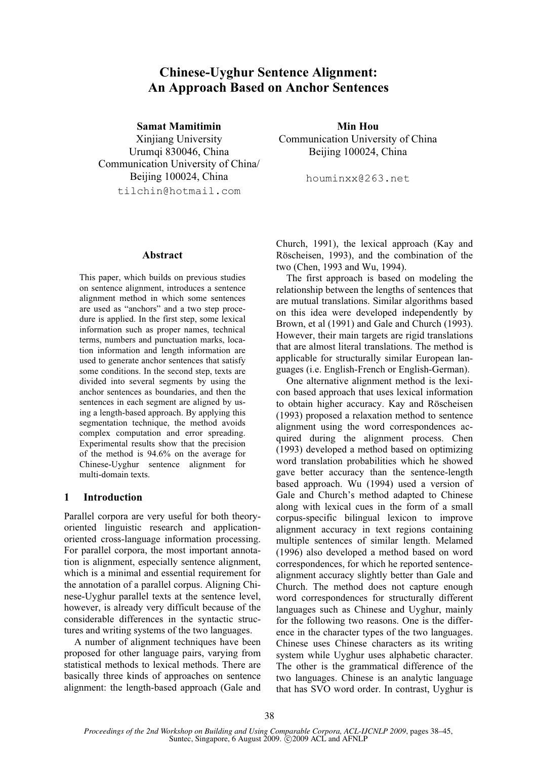# Chinese-Uyghur Sentence Alignment: An Approach Based on Anchor Sentences

**Samat Mamitimin**
Xinjiang University
Urumqi 830046, China
Communication University of China/
Beijing 100024, China
tilchin@hotmail.com

**Min Hou**
Communication University of China
Beijing 100024, China
houminxx@263.net

## Abstract

This paper, which builds on previous studies on sentence alignment, introduces a sentence alignment method in which some sentences are used as "anchors" and a two step procedure is applied. In the first step, some lexical information such as proper names, technical terms, numbers and punctuation marks, location information and length information are used to generate anchor sentences that satisfy some conditions. In the second step, texts are divided into several segments by using the anchor sentences as boundaries, and then the sentences in each segment are aligned by using a length-based approach. By applying this segmentation technique, the method avoids complex computation and error spreading. Experimental results show that the precision of the method is 94.6% on the average for Chinese-Uyghur sentence alignment for multi-domain texts.

## 1 Introduction

Parallel corpora are very useful for both theory-oriented linguistic research and application-oriented cross-language information processing. For parallel corpora, the most important annotation is alignment, especially sentence alignment, which is a minimal and essential requirement for the annotation of a parallel corpus. Aligning Chinese-Uyghur parallel texts at the sentence level, however, is already very difficult because of the considerable differences in the syntactic structures and writing systems of the two languages.

A number of alignment techniques have been proposed for other language pairs, varying from statistical methods to lexical methods. There are basically three kinds of approaches on sentence alignment: the length-based approach (Gale and Church, 1991), the lexical approach (Kay and Röscheisen, 1993), and the combination of the two (Chen, 1993 and Wu, 1994).

The first approach is based on modeling the relationship between the lengths of sentences that are mutual translations. Similar algorithms based on this idea were developed independently by Brown, et al (1991) and Gale and Church (1993). However, their main targets are rigid translations that are almost literal translations. The method is applicable for structurally similar European languages (i.e. English-French or English-German).

One alternative alignment method is the lexicon based approach that uses lexical information to obtain higher accuracy. Kay and Röscheisen (1993) proposed a relaxation method to sentence alignment using the word correspondences acquired during the alignment process. Chen (1993) developed a method based on optimizing word translation probabilities which he showed gave better accuracy than the sentence-length based approach. Wu (1994) used a version of Gale and Church's method adapted to Chinese along with lexical cues in the form of a small corpus-specific bilingual lexicon to improve alignment accuracy in text regions containing multiple sentences of similar length. Melamed (1996) also developed a method based on word correspondences, for which he reported sentence-alignment accuracy slightly better than Gale and Church. The method does not capture enough word correspondences for structurally different languages such as Chinese and Uyghur, mainly for the following two reasons. One is the difference in the character types of the two languages. Chinese uses Chinese characters as its writing system while Uyghur uses alphabetic character. The other is the grammatical difference of the two languages. Chinese is an analytic language that has SVO word order. In contrast, Uyghur is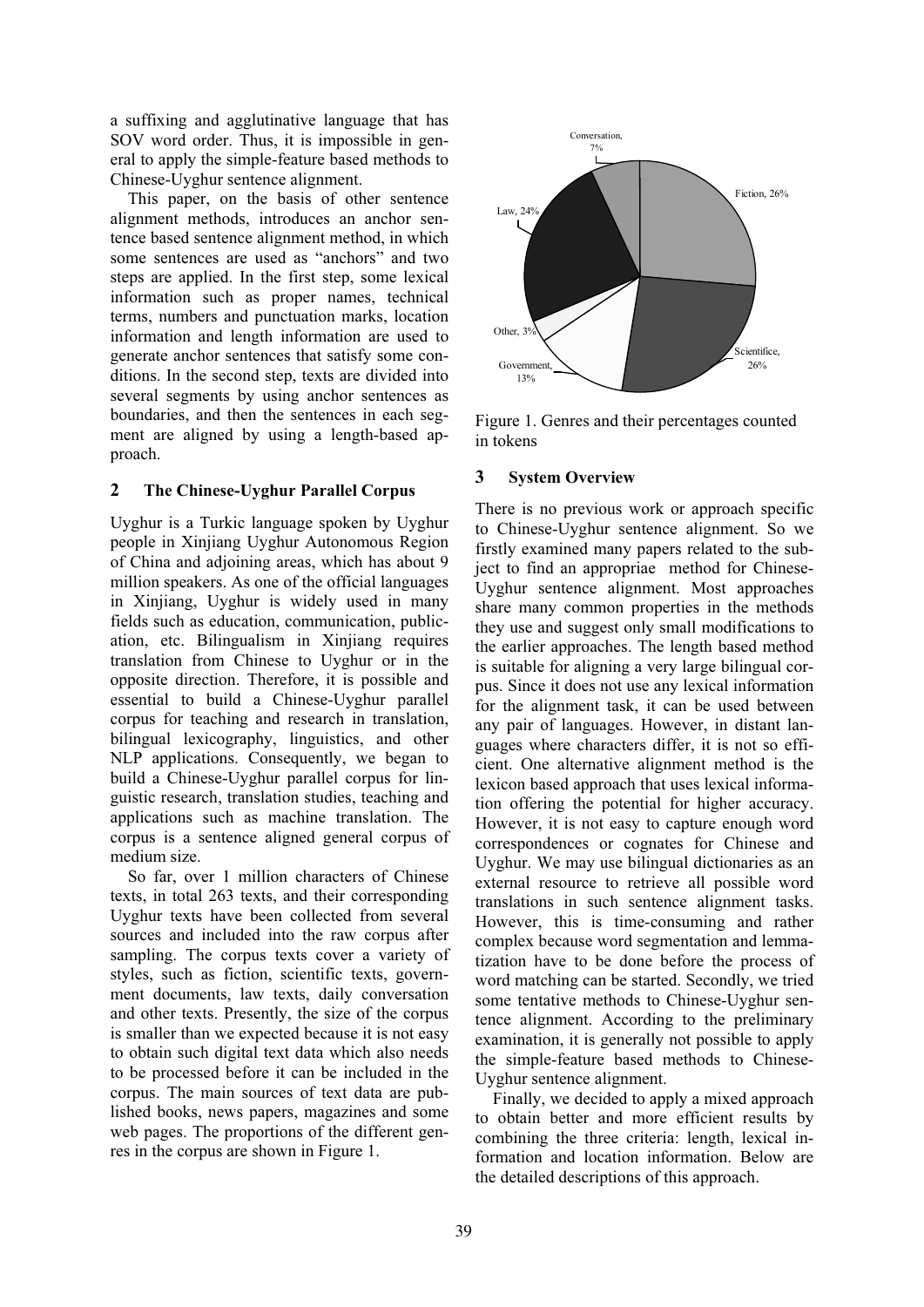a suffixing and agglutinative language that has SOV word order. Thus, it is impossible in general to apply the simple-feature based methods to Chinese-Uyghur sentence alignment.

This paper, on the basis of other sentence alignment methods, introduces an anchor sentence based sentence alignment method, in which some sentences are used as "anchors" and two steps are applied. In the first step, some lexical information such as proper names, technical terms, numbers and punctuation marks, location information and length information are used to generate anchor sentences that satisfy some conditions. In the second step, texts are divided into several segments by using anchor sentences as boundaries, and then the sentences in each segment are aligned by using a length-based approach.

## 2 The Chinese-Uyghur Parallel Corpus

Uyghur is a Turkic language spoken by Uyghur people in Xinjiang Uyghur Autonomous Region of China and adjoining areas, which has about 9 million speakers. As one of the official languages in Xinjiang, Uyghur is widely used in many fields such as education, communication, publication, etc. Bilingualism in Xinjiang requires translation from Chinese to Uyghur or in the opposite direction. Therefore, it is possible and essential to build a Chinese-Uyghur parallel corpus for teaching and research in translation, bilingual lexicography, linguistics, and other NLP applications. Consequently, we began to build a Chinese-Uyghur parallel corpus for linguistic research, translation studies, teaching and applications such as machine translation. The corpus is a sentence aligned general corpus of medium size.

So far, over 1 million characters of Chinese texts, in total 263 texts, and their corresponding Uyghur texts have been collected from several sources and included into the raw corpus after sampling. The corpus texts cover a variety of styles, such as fiction, scientific texts, government documents, law texts, daily conversation and other texts. Presently, the size of the corpus is smaller than we expected because it is not easy to obtain such digital text data which also needs to be processed before it can be included in the corpus. The main sources of text data are published books, news papers, magazines and some web pages. The proportions of the different genres in the corpus are shown in Figure 1.

Conversation, 7%; Fiction, 26%; Law, 24%; Other, 3%; Scientifice, 26%; Government, 13%

Figure 1. Genres and their percentages counted in tokens

## 3 System Overview

There is no previous work or approach specific to Chinese-Uyghur sentence alignment. So we firstly examined many papers related to the subject to find an appropriae method for Chinese-Uyghur sentence alignment. Most approaches share many common properties in the methods they use and suggest only small modifications to the earlier approaches. The length based method is suitable for aligning a very large bilingual corpus. Since it does not use any lexical information for the alignment task, it can be used between any pair of languages. However, in distant languages where characters differ, it is not so efficient. One alternative alignment method is the lexicon based approach that uses lexical information offering the potential for higher accuracy. However, it is not easy to capture enough word correspondences or cognates for Chinese and Uyghur. We may use bilingual dictionaries as an external resource to retrieve all possible word translations in such sentence alignment tasks. However, this is time-consuming and rather complex because word segmentation and lemmatization have to be done before the process of word matching can be started. Secondly, we tried some tentative methods to Chinese-Uyghur sentence alignment. According to the preliminary examination, it is generally not possible to apply the simple-feature based methods to Chinese-Uyghur sentence alignment.

Finally, we decided to apply a mixed approach to obtain better and more efficient results by combining the three criteria: length, lexical information and location information. Below are the detailed descriptions of this approach.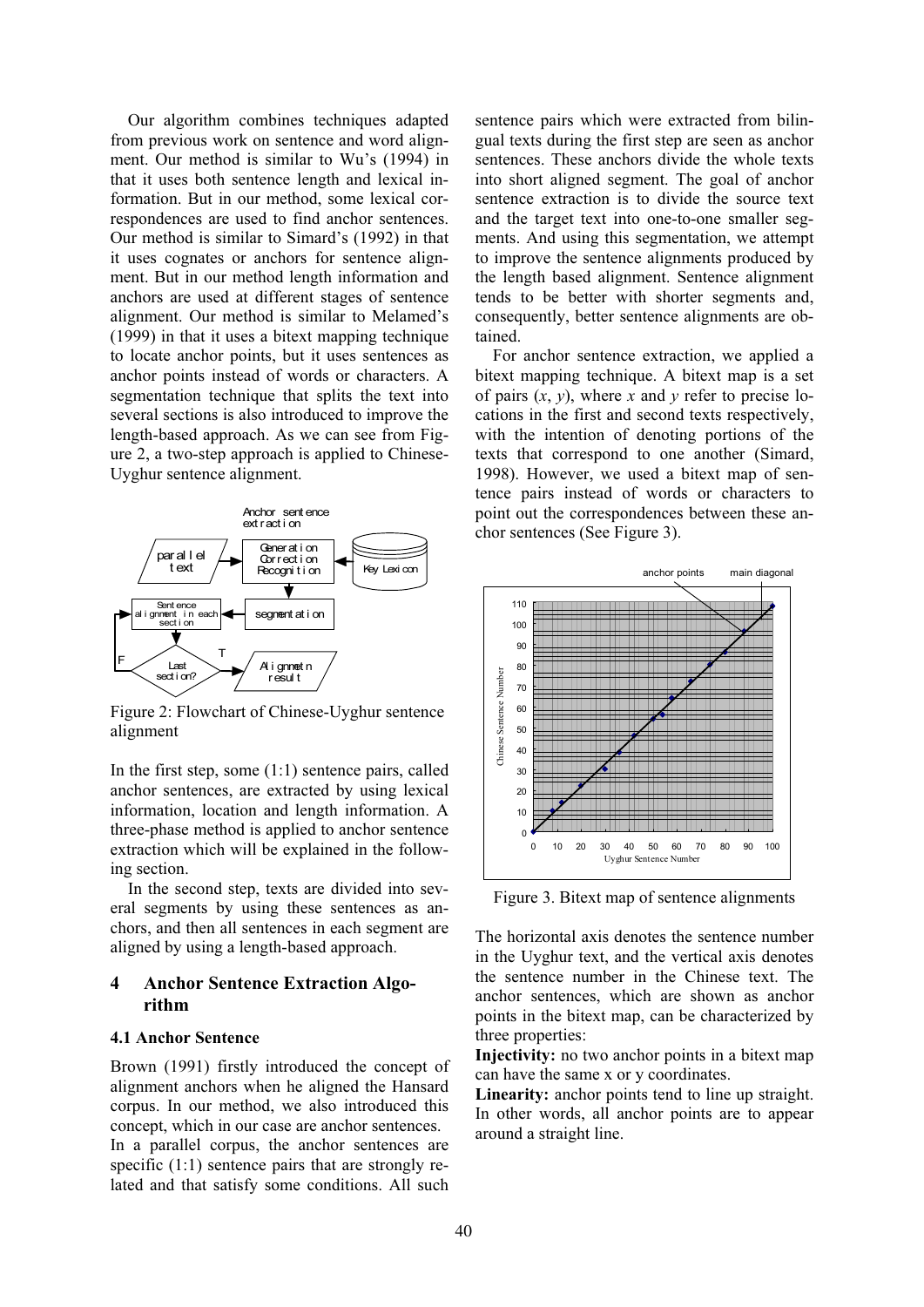Our algorithm combines techniques adapted from previous work on sentence and word alignment. Our method is similar to Wu's (1994) in that it uses both sentence length and lexical information. But in our method, some lexical correspondences are used to find anchor sentences. Our method is similar to Simard's (1992) in that it uses cognates or anchors for sentence alignment. But in our method length information and anchors are used at different stages of sentence alignment. Our method is similar to Melamed's (1999) in that it uses a bitext mapping technique to locate anchor points, but it uses sentences as anchor points instead of words or characters. A segmentation technique that splits the text into several sections is also introduced to improve the length-based approach. As we can see from Figure 2, a two-step approach is applied to Chinese-Uyghur sentence alignment.

Figure 2: Flowchart of Chinese-Uyghur sentence alignment

In the first step, some (1:1) sentence pairs, called anchor sentences, are extracted by using lexical information, location and length information. A three-phase method is applied to anchor sentence extraction which will be explained in the following section.

In the second step, texts are divided into several segments by using these sentences as anchors, and then all sentences in each segment are aligned by using a length-based approach.

## 4 Anchor Sentence Extraction Algorithm

### 4.1 Anchor Sentence

Brown (1991) firstly introduced the concept of alignment anchors when he aligned the Hansard corpus. In our method, we also introduced this concept, which in our case are anchor sentences.

In a parallel corpus, the anchor sentences are specific (1:1) sentence pairs that are strongly related and that satisfy some conditions. All such sentence pairs which were extracted from bilingual texts during the first step are seen as anchor sentences. These anchors divide the whole texts into short aligned segment. The goal of anchor sentence extraction is to divide the source text and the target text into one-to-one smaller segments. And using this segmentation, we attempt to improve the sentence alignments produced by the length based alignment. Sentence alignment tends to be better with shorter segments and, consequently, better sentence alignments are obtained.

For anchor sentence extraction, we applied a bitext mapping technique. A bitext map is a set of pairs ($x$, $y$), where $x$ and $y$ refer to precise locations in the first and second texts respectively, with the intention of denoting portions of the texts that correspond to one another (Simard, 1998). However, we used a bitext map of sentence pairs instead of words or characters to point out the correspondences between these anchor sentences (See Figure 3).

Figure 3. Bitext map of sentence alignments

The horizontal axis denotes the sentence number in the Uyghur text, and the vertical axis denotes the sentence number in the Chinese text. The anchor sentences, which are shown as anchor points in the bitext map, can be characterized by three properties:

**Injectivity:** no two anchor points in a bitext map can have the same x or y coordinates.

**Linearity:** anchor points tend to line up straight. In other words, all anchor points are to appear around a straight line.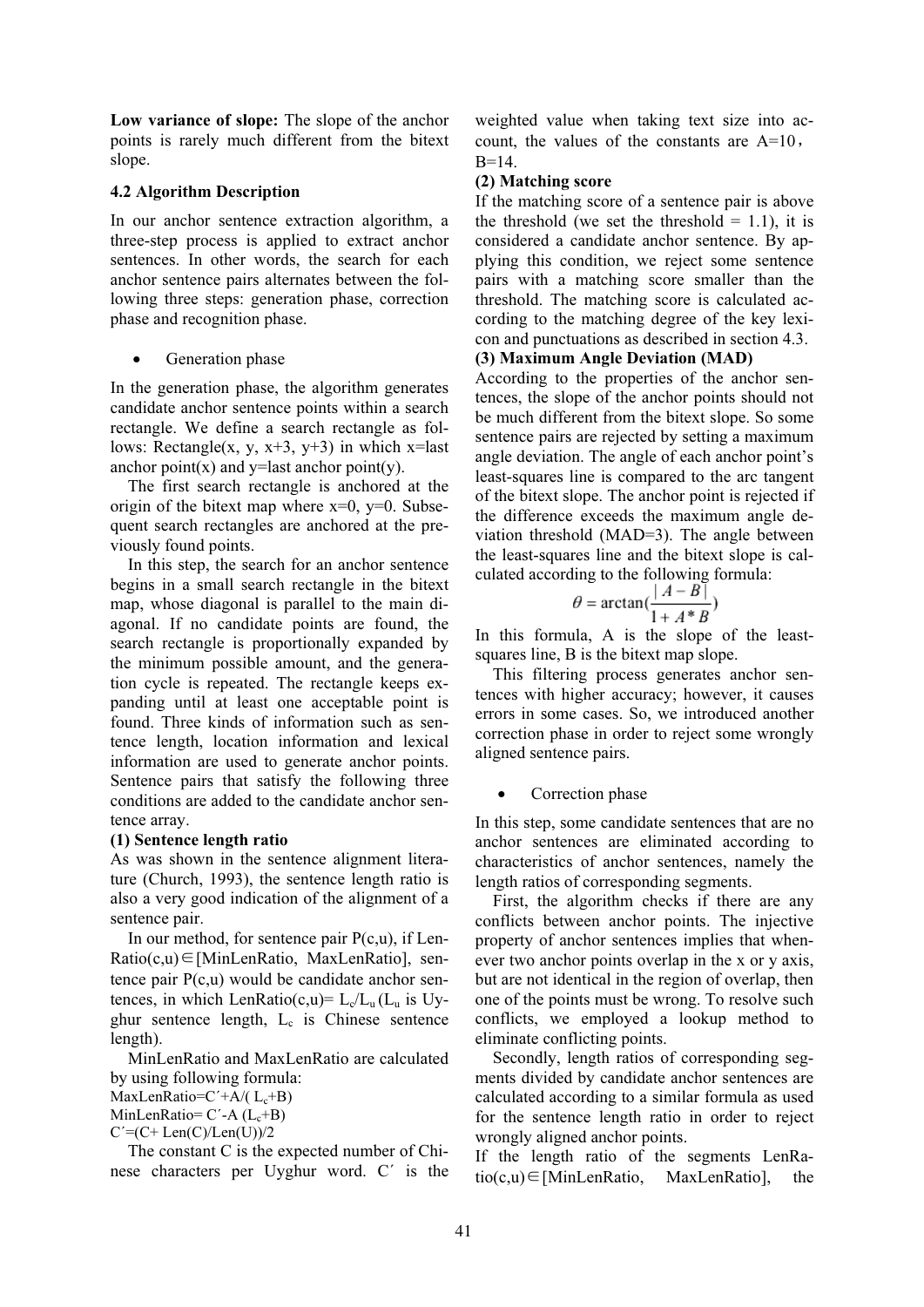**Low variance of slope:** The slope of the anchor points is rarely much different from the bitext slope.

### 4.2 Algorithm Description

In our anchor sentence extraction algorithm, a three-step process is applied to extract anchor sentences. In other words, the search for each anchor sentence pairs alternates between the following three steps: generation phase, correction phase and recognition phase.

- Generation phase

In the generation phase, the algorithm generates candidate anchor sentence points within a search rectangle. We define a search rectangle as follows: Rectangle(x, y, x+3, y+3) in which x=last anchor point(x) and y=last anchor point(y).

The first search rectangle is anchored at the origin of the bitext map where x=0, y=0. Subsequent search rectangles are anchored at the previously found points.

In this step, the search for an anchor sentence begins in a small search rectangle in the bitext map, whose diagonal is parallel to the main diagonal. If no candidate points are found, the search rectangle is proportionally expanded by the minimum possible amount, and the generation cycle is repeated. The rectangle keeps expanding until at least one acceptable point is found. Three kinds of information such as sentence length, location information and lexical information are used to generate anchor points. Sentence pairs that satisfy the following three conditions are added to the candidate anchor sentence array.

**(1) Sentence length ratio**

As was shown in the sentence alignment literature (Church, 1993), the sentence length ratio is also a very good indication of the alignment of a sentence pair.

In our method, for sentence pair P(c,u), if LenRatio(c,u)∈[MinLenRatio, MaxLenRatio], sentence pair P(c,u) would be candidate anchor sentences, in which LenRatio(c,u)= $L_c/L_u$ ($L_u$ is Uyghur sentence length, $L_c$ is Chinese sentence length).

MinLenRatio and MaxLenRatio are calculated by using following formula:

MaxLenRatio=C´+A/( $L_c$+B)

MinLenRatio= C´-A ($L_c$+B)

C´=(C+ Len(C)/Len(U))/2

The constant C is the expected number of Chinese characters per Uyghur word. C´ is the weighted value when taking text size into account, the values of the constants are A=10，B=14.

**(2) Matching score**

If the matching score of a sentence pair is above the threshold (we set the threshold = 1.1), it is considered a candidate anchor sentence. By applying this condition, we reject some sentence pairs with a matching score smaller than the threshold. The matching score is calculated according to the matching degree of the key lexicon and punctuations as described in section 4.3.

**(3) Maximum Angle Deviation (MAD)**

According to the properties of the anchor sentences, the slope of the anchor points should not be much different from the bitext slope. So some sentence pairs are rejected by setting a maximum angle deviation. The angle of each anchor point's least-squares line is compared to the arc tangent of the bitext slope. The anchor point is rejected if the difference exceeds the maximum angle deviation threshold (MAD=3). The angle between the least-squares line and the bitext slope is calculated according to the following formula:

$$\theta = \arctan\left(\frac{|A-B|}{1+A*B}\right)$$

In this formula, A is the slope of the least-squares line, B is the bitext map slope.

This filtering process generates anchor sentences with higher accuracy; however, it causes errors in some cases. So, we introduced another correction phase in order to reject some wrongly aligned sentence pairs.

- Correction phase

In this step, some candidate sentences that are no anchor sentences are eliminated according to characteristics of anchor sentences, namely the length ratios of corresponding segments.

First, the algorithm checks if there are any conflicts between anchor points. The injective property of anchor sentences implies that whenever two anchor points overlap in the x or y axis, but are not identical in the region of overlap, then one of the points must be wrong. To resolve such conflicts, we employed a lookup method to eliminate conflicting points.

Secondly, length ratios of corresponding segments divided by candidate anchor sentences are calculated according to a similar formula as used for the sentence length ratio in order to reject wrongly aligned anchor points.

If the length ratio of the segments LenRatio(c,u)∈[MinLenRatio, MaxLenRatio], the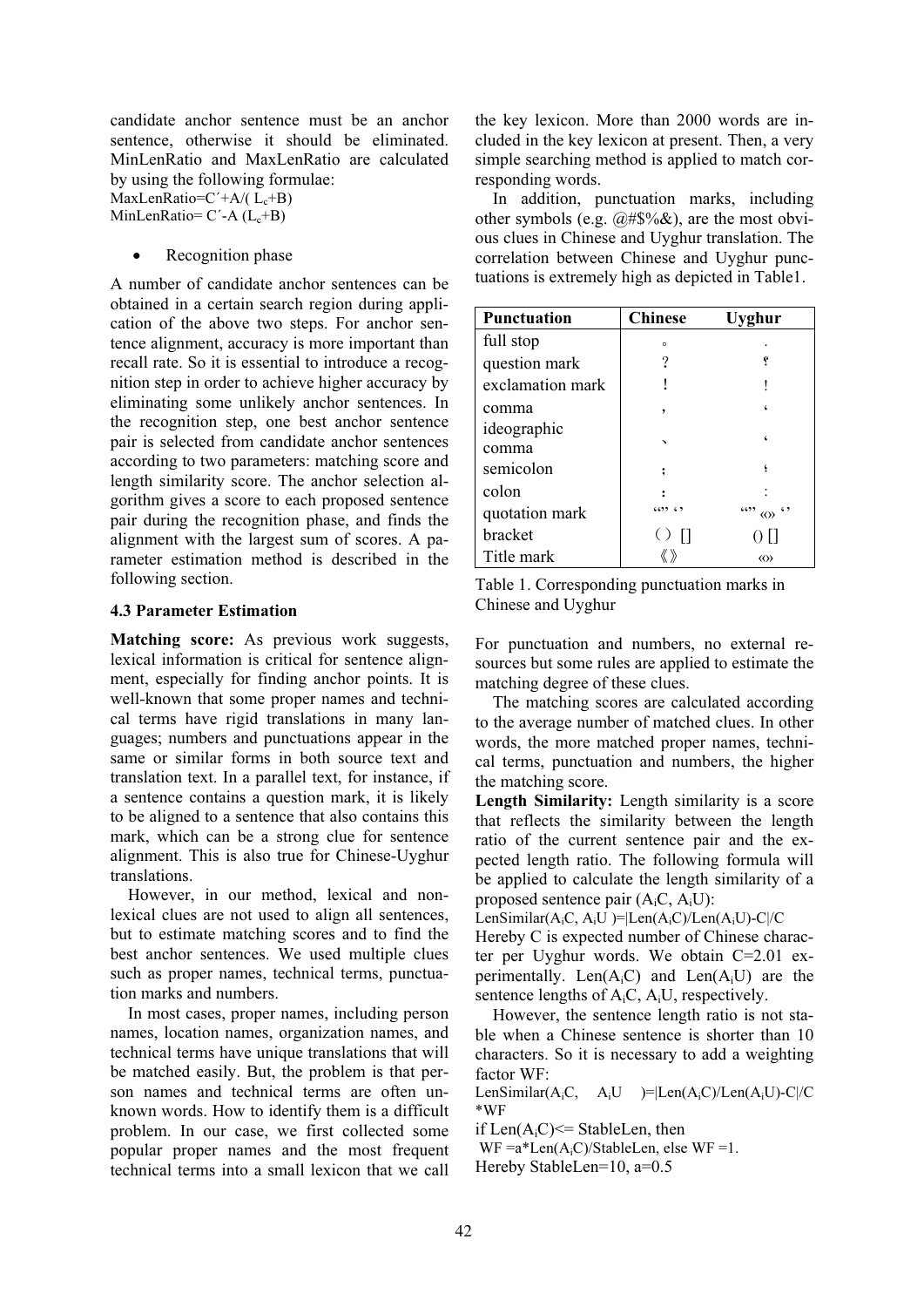candidate anchor sentence must be an anchor sentence, otherwise it should be eliminated. MinLenRatio and MaxLenRatio are calculated by using the following formulae:

$MaxLenRatio = C' + A/(L_c + B)$

$MinLenRatio = C' - A (L_c + B)$

- Recognition phase

A number of candidate anchor sentences can be obtained in a certain search region during application of the above two steps. For anchor sentence alignment, accuracy is more important than recall rate. So it is essential to introduce a recognition step in order to achieve higher accuracy by eliminating some unlikely anchor sentences. In the recognition step, one best anchor sentence pair is selected from candidate anchor sentences according to two parameters: matching score and length similarity score. The anchor selection algorithm gives a score to each proposed sentence pair during the recognition phase, and finds the alignment with the largest sum of scores. A parameter estimation method is described in the following section.

### 4.3 Parameter Estimation

**Matching score:** As previous work suggests, lexical information is critical for sentence alignment, especially for finding anchor points. It is well-known that some proper names and technical terms have rigid translations in many languages; numbers and punctuations appear in the same or similar forms in both source text and translation text. In a parallel text, for instance, if a sentence contains a question mark, it is likely to be aligned to a sentence that also contains this mark, which can be a strong clue for sentence alignment. This is also true for Chinese-Uyghur translations.

However, in our method, lexical and non-lexical clues are not used to align all sentences, but to estimate matching scores and to find the best anchor sentences. We used multiple clues such as proper names, technical terms, punctuation marks and numbers.

In most cases, proper names, including person names, location names, organization names, and technical terms have unique translations that will be matched easily. But, the problem is that person names and technical terms are often unknown words. How to identify them is a difficult problem. In our case, we first collected some popular proper names and the most frequent technical terms into a small lexicon that we call the key lexicon. More than 2000 words are included in the key lexicon at present. Then, a very simple searching method is applied to match corresponding words.

In addition, punctuation marks, including other symbols (e.g. @#$%&), are the most obvious clues in Chinese and Uyghur translation. The correlation between Chinese and Uyghur punctuations is extremely high as depicted in Table1.

| Punctuation | Chinese | Uyghur |
|---|---|---|
| full stop | 。 | . |
| question mark | ？ | ؟ |
| exclamation mark | ！ | ! |
| comma | ， | ، |
| ideographic comma | 、 | ، |
| semicolon | ； | ؛ |
| colon | ： | : |
| quotation mark | “” ‘’ | “” «» ‘’ |
| bracket | （） [] | () [] |
| Title mark | 《》 | «» |

Table 1. Corresponding punctuation marks in Chinese and Uyghur

For punctuation and numbers, no external resources but some rules are applied to estimate the matching degree of these clues.

The matching scores are calculated according to the average number of matched clues. In other words, the more matched proper names, technical terms, punctuation and numbers, the higher the matching score.

**Length Similarity:** Length similarity is a score that reflects the similarity between the length ratio of the current sentence pair and the expected length ratio. The following formula will be applied to calculate the length similarity of a proposed sentence pair ($A_iC$, $A_iU$):

$LenSimilar(A_iC, A_iU) = |Len(A_iC)/Len(A_iU) - C|/C$

Hereby C is expected number of Chinese character per Uyghur words. We obtain C=2.01 experimentally. $Len(A_iC)$ and $Len(A_iU)$ are the sentence lengths of $A_iC$, $A_iU$, respectively.

However, the sentence length ratio is not stable when a Chinese sentence is shorter than 10 characters. So it is necessary to add a weighting factor WF:

$LenSimilar(A_iC, A_iU) = |Len(A_iC)/Len(A_iU) - C|/C * WF$

if $Len(A_iC) <= StableLen$, then

$WF = a*Len(A_iC)/StableLen$, else $WF = 1$.

Hereby StableLen=10, a=0.5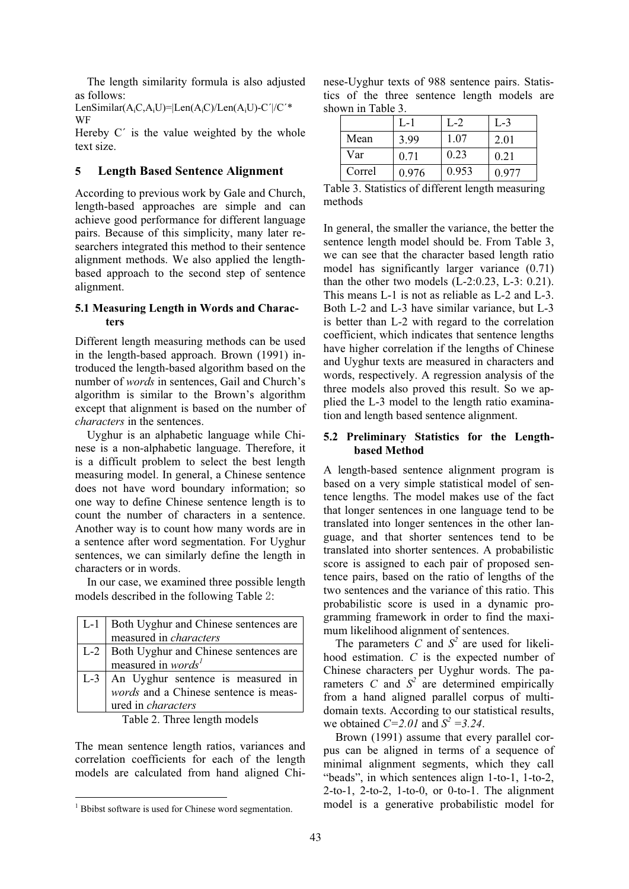The length similarity formula is also adjusted as follows:

$LenSimilar(A_iC,A_iU)=|Len(A_iC)/Len(A_iU)-C'|/C'*WF$

Hereby $C'$ is the value weighted by the whole text size.

## 5 Length Based Sentence Alignment

According to previous work by Gale and Church, length-based approaches are simple and can achieve good performance for different language pairs. Because of this simplicity, many later researchers integrated this method to their sentence alignment methods. We also applied the length-based approach to the second step of sentence alignment.

### 5.1 Measuring Length in Words and Characters

Different length measuring methods can be used in the length-based approach. Brown (1991) introduced the length-based algorithm based on the number of *words* in sentences, Gail and Church's algorithm is similar to the Brown's algorithm except that alignment is based on the number of *characters* in the sentences.

Uyghur is an alphabetic language while Chinese is a non-alphabetic language. Therefore, it is a difficult problem to select the best length measuring model. In general, a Chinese sentence does not have word boundary information; so one way to define Chinese sentence length is to count the number of characters in a sentence. Another way is to count how many words are in a sentence after word segmentation. For Uyghur sentences, we can similarly define the length in characters or in words.

In our case, we examined three possible length models described in the following Table 2:

| | |
|---|---|
| L-1 | Both Uyghur and Chinese sentences are measured in *characters* |
| L-2 | Both Uyghur and Chinese sentences are measured in *words*[1] |
| L-3 | An Uyghur sentence is measured in *words* and a Chinese sentence is measured in *characters* |

Table 2. Three length models

The mean sentence length ratios, variances and correlation coefficients for each of the length models are calculated from hand aligned Chinese-Uyghur texts of 988 sentence pairs. Statistics of the three sentence length models are shown in Table 3.

| | L-1 | L-2 | L-3 |
|---|---|---|---|
| Mean | 3.99 | 1.07 | 2.01 |
| Var | 0.71 | 0.23 | 0.21 |
| Correl | 0.976 | 0.953 | 0.977 |

Table 3. Statistics of different length measuring methods

In general, the smaller the variance, the better the sentence length model should be. From Table 3, we can see that the character based length ratio model has significantly larger variance (0.71) than the other two models (L-2:0.23, L-3: 0.21). This means L-1 is not as reliable as L-2 and L-3. Both L-2 and L-3 have similar variance, but L-3 is better than L-2 with regard to the correlation coefficient, which indicates that sentence lengths have higher correlation if the lengths of Chinese and Uyghur texts are measured in characters and words, respectively. A regression analysis of the three models also proved this result. So we applied the L-3 model to the length ratio examination and length based sentence alignment.

### 5.2 Preliminary Statistics for the Length-based Method

A length-based sentence alignment program is based on a very simple statistical model of sentence lengths. The model makes use of the fact that longer sentences in one language tend to be translated into longer sentences in the other language, and that shorter sentences tend to be translated into shorter sentences. A probabilistic score is assigned to each pair of proposed sentence pairs, based on the ratio of lengths of the two sentences and the variance of this ratio. This probabilistic score is used in a dynamic programming framework in order to find the maximum likelihood alignment of sentences.

The parameters $C$ and $S^2$ are used for likelihood estimation. $C$ is the expected number of Chinese characters per Uyghur words. The parameters $C$ and $S^2$ are determined empirically from a hand aligned parallel corpus of multi-domain texts. According to our statistical results, we obtained $C=2.01$ and $S^2=3.24$.

Brown (1991) assume that every parallel corpus can be aligned in terms of a sequence of minimal alignment segments, which they call "beads", in which sentences align 1-to-1, 1-to-2, 2-to-1, 2-to-2, 1-to-0, or 0-to-1. The alignment model is a generative probabilistic model for

[1] Bbibst software is used for Chinese word segmentation.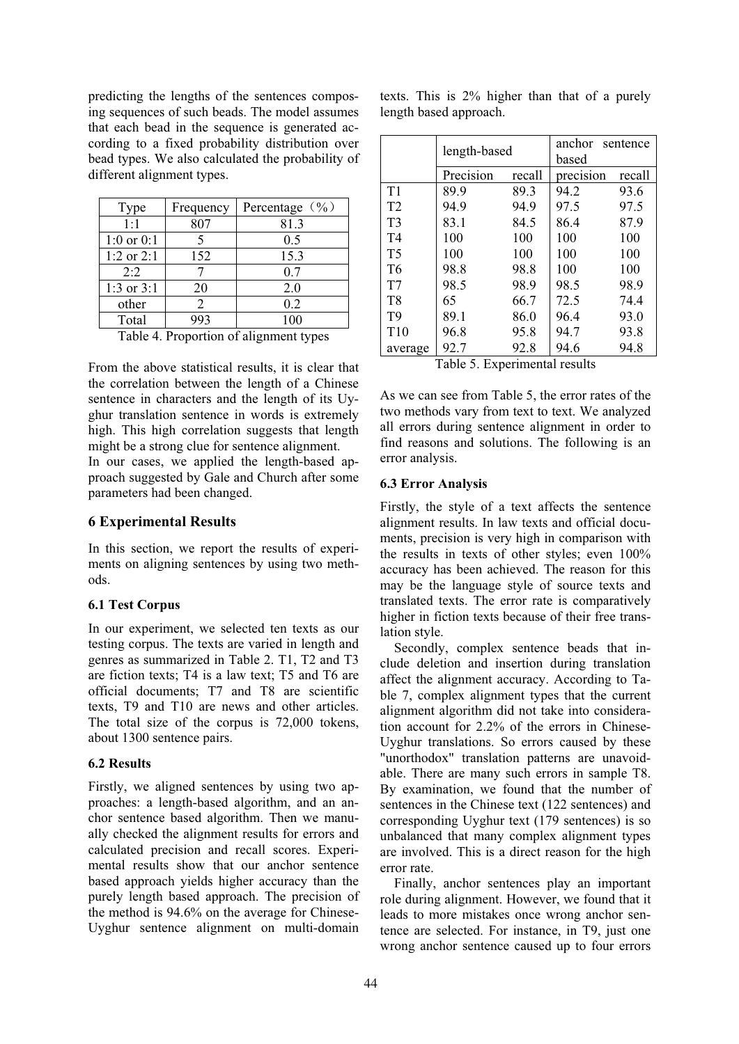predicting the lengths of the sentences composing sequences of such beads. The model assumes that each bead in the sequence is generated according to a fixed probability distribution over bead types. We also calculated the probability of different alignment types.

| Type | Frequency | Percentage（%） |
|---|---|---|
| 1:1 | 807 | 81.3 |
| 1:0 or 0:1 | 5 | 0.5 |
| 1:2 or 2:1 | 152 | 15.3 |
| 2:2 | 7 | 0.7 |
| 1:3 or 3:1 | 20 | 2.0 |
| other | 2 | 0.2 |
| Total | 993 | 100 |

Table 4. Proportion of alignment types

From the above statistical results, it is clear that the correlation between the length of a Chinese sentence in characters and the length of its Uyghur translation sentence in words is extremely high. This high correlation suggests that length might be a strong clue for sentence alignment.

In our cases, we applied the length-based approach suggested by Gale and Church after some parameters had been changed.

## 6 Experimental Results

In this section, we report the results of experiments on aligning sentences by using two methods.

### 6.1 Test Corpus

In our experiment, we selected ten texts as our testing corpus. The texts are varied in length and genres as summarized in Table 2. T1, T2 and T3 are fiction texts; T4 is a law text; T5 and T6 are official documents; T7 and T8 are scientific texts, T9 and T10 are news and other articles. The total size of the corpus is 72,000 tokens, about 1300 sentence pairs.

### 6.2 Results

Firstly, we aligned sentences by using two approaches: a length-based algorithm, and an anchor sentence based algorithm. Then we manually checked the alignment results for errors and calculated precision and recall scores. Experimental results show that our anchor sentence based approach yields higher accuracy than the purely length based approach. The precision of the method is 94.6% on the average for Chinese-Uyghur sentence alignment on multi-domain texts. This is 2% higher than that of a purely length based approach.

| | length-based | | anchor sentence based | |
|---|---|---|---|---|
| | Precision | recall | precision | recall |
| T1 | 89.9 | 89.3 | 94.2 | 93.6 |
| T2 | 94.9 | 94.9 | 97.5 | 97.5 |
| T3 | 83.1 | 84.5 | 86.4 | 87.9 |
| T4 | 100 | 100 | 100 | 100 |
| T5 | 100 | 100 | 100 | 100 |
| T6 | 98.8 | 98.8 | 100 | 100 |
| T7 | 98.5 | 98.9 | 98.5 | 98.9 |
| T8 | 65 | 66.7 | 72.5 | 74.4 |
| T9 | 89.1 | 86.0 | 96.4 | 93.0 |
| T10 | 96.8 | 95.8 | 94.7 | 93.8 |
| average | 92.7 | 92.8 | 94.6 | 94.8 |

Table 5. Experimental results

As we can see from Table 5, the error rates of the two methods vary from text to text. We analyzed all errors during sentence alignment in order to find reasons and solutions. The following is an error analysis.

### 6.3 Error Analysis

Firstly, the style of a text affects the sentence alignment results. In law texts and official documents, precision is very high in comparison with the results in texts of other styles; even 100% accuracy has been achieved. The reason for this may be the language style of source texts and translated texts. The error rate is comparatively higher in fiction texts because of their free translation style.

Secondly, complex sentence beads that include deletion and insertion during translation affect the alignment accuracy. According to Table 7, complex alignment types that the current alignment algorithm did not take into consideration account for 2.2% of the errors in Chinese-Uyghur translations. So errors caused by these "unorthodox" translation patterns are unavoidable. There are many such errors in sample T8. By examination, we found that the number of sentences in the Chinese text (122 sentences) and corresponding Uyghur text (179 sentences) is so unbalanced that many complex alignment types are involved. This is a direct reason for the high error rate.

Finally, anchor sentences play an important role during alignment. However, we found that it leads to more mistakes once wrong anchor sentence are selected. For instance, in T9, just one wrong anchor sentence caused up to four errors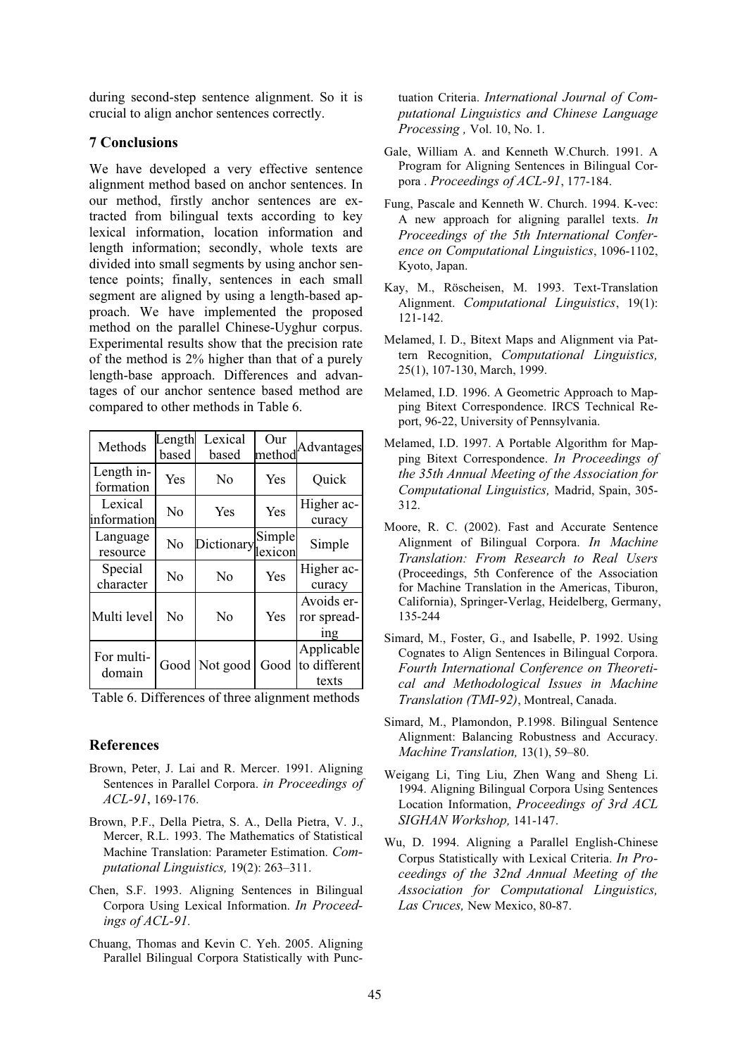during second-step sentence alignment. So it is crucial to align anchor sentences correctly.

## 7 Conclusions

We have developed a very effective sentence alignment method based on anchor sentences. In our method, firstly anchor sentences are extracted from bilingual texts according to key lexical information, location information and length information; secondly, whole texts are divided into small segments by using anchor sentence points; finally, sentences in each small segment are aligned by using a length-based approach. We have implemented the proposed method on the parallel Chinese-Uyghur corpus. Experimental results show that the precision rate of the method is 2% higher than that of a purely length-base approach. Differences and advantages of our anchor sentence based method are compared to other methods in Table 6.

| Methods | Length based | Lexical based | Our method | Advantages |
|---|---|---|---|---|
| Length information | Yes | No | Yes | Quick |
| Lexical information | No | Yes | Yes | Higher accuracy |
| Language resource | No | Dictionary | Simple lexicon | Simple |
| Special character | No | No | Yes | Higher accuracy |
| Multi level | No | No | Yes | Avoids error spreading |
| For multi-domain | Good | Not good | Good | Applicable to different texts |

Table 6. Differences of three alignment methods

## References

Brown, Peter, J. Lai and R. Mercer. 1991. Aligning Sentences in Parallel Corpora. *in Proceedings of ACL-91*, 169-176.

Brown, P.F., Della Pietra, S. A., Della Pietra, V. J., Mercer, R.L. 1993. The Mathematics of Statistical Machine Translation: Parameter Estimation. *Computational Linguistics,* 19(2): 263–311.

Chen, S.F. 1993. Aligning Sentences in Bilingual Corpora Using Lexical Information. *In Proceedings of ACL-91.*

Chuang, Thomas and Kevin C. Yeh. 2005. Aligning Parallel Bilingual Corpora Statistically with Punctuation Criteria. *International Journal of Computational Linguistics and Chinese Language Processing ,* Vol. 10, No. 1.

Gale, William A. and Kenneth W.Church. 1991. A Program for Aligning Sentences in Bilingual Corpora . *Proceedings of ACL-91*, 177-184.

Fung, Pascale and Kenneth W. Church. 1994. K-vec: A new approach for aligning parallel texts. *In Proceedings of the 5th International Conference on Computational Linguistics*, 1096-1102, Kyoto, Japan.

Kay, M., Röscheisen, M. 1993. Text-Translation Alignment. *Computational Linguistics*, 19(1): 121-142.

Melamed, I. D., Bitext Maps and Alignment via Pattern Recognition, *Computational Linguistics,* 25(1), 107-130, March, 1999.

Melamed, I.D. 1996. A Geometric Approach to Mapping Bitext Correspondence. IRCS Technical Report, 96-22, University of Pennsylvania.

Melamed, I.D. 1997. A Portable Algorithm for Mapping Bitext Correspondence. *In Proceedings of the 35th Annual Meeting of the Association for Computational Linguistics,* Madrid, Spain, 305-312.

Moore, R. C. (2002). Fast and Accurate Sentence Alignment of Bilingual Corpora. *In Machine Translation: From Research to Real Users* (Proceedings, 5th Conference of the Association for Machine Translation in the Americas, Tiburon, California), Springer-Verlag, Heidelberg, Germany, 135-244

Simard, M., Foster, G., and Isabelle, P. 1992. Using Cognates to Align Sentences in Bilingual Corpora. *Fourth International Conference on Theoretical and Methodological Issues in Machine Translation (TMI-92)*, Montreal, Canada.

Simard, M., Plamondon, P.1998. Bilingual Sentence Alignment: Balancing Robustness and Accuracy. *Machine Translation,* 13(1), 59–80.

Weigang Li, Ting Liu, Zhen Wang and Sheng Li. 1994. Aligning Bilingual Corpora Using Sentences Location Information, *Proceedings of 3rd ACL SIGHAN Workshop,* 141-147.

Wu, D. 1994. Aligning a Parallel English-Chinese Corpus Statistically with Lexical Criteria. *In Proceedings of the 32nd Annual Meeting of the Association for Computational Linguistics, Las Cruces,* New Mexico, 80-87.